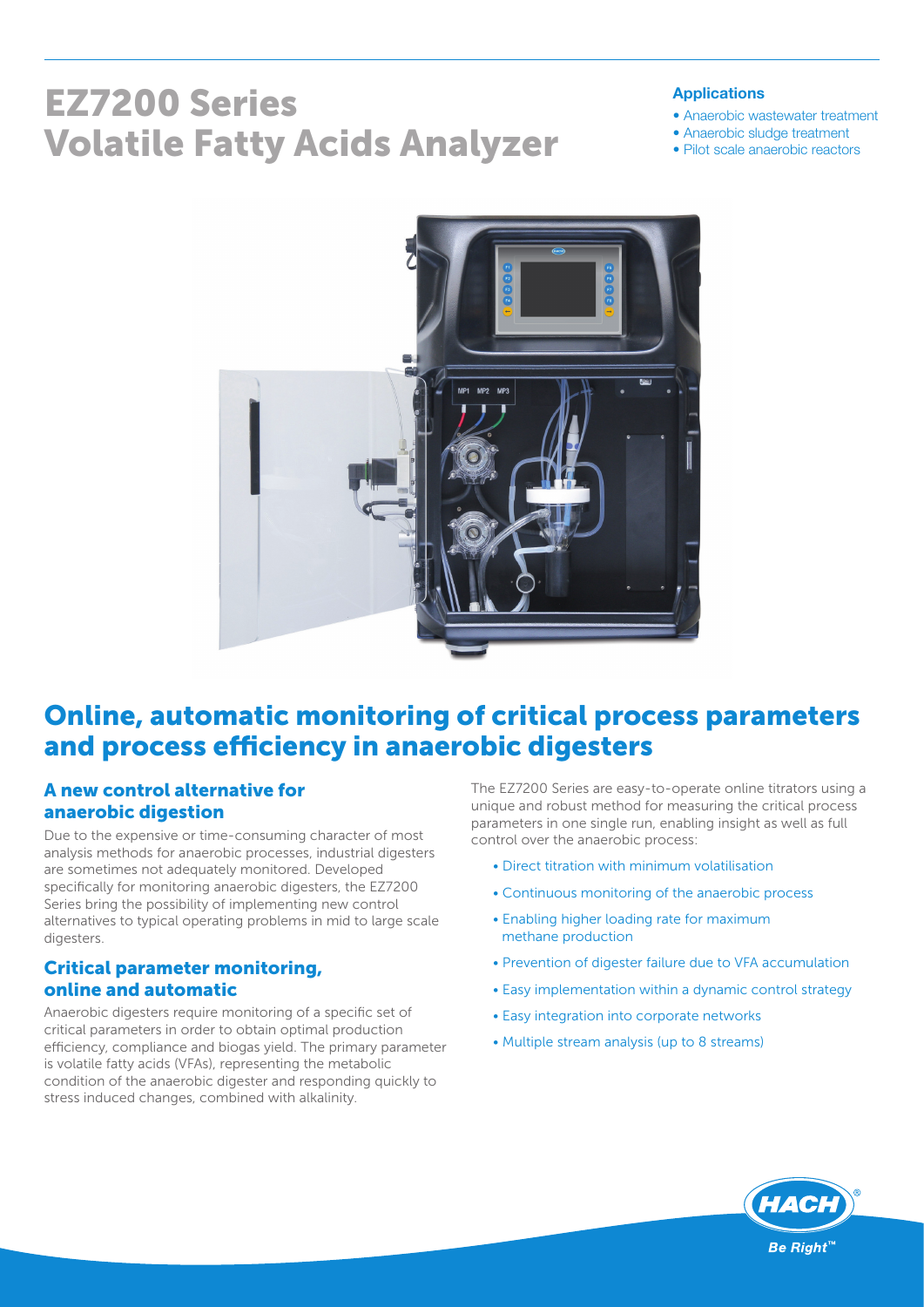# EZ7200 Series Volatile Fatty Acids Analyzer

### Applications

- Anaerobic wastewater treatment
- Anaerobic sludge treatment
- Pilot scale anaerobic reactors

## Online, automatic monitoring of critical process parameters and process efficiency in anaerobic digesters

### A new control alternative for anaerobic digestion

Due to the expensive or time-consuming character of most analysis methods for anaerobic processes, industrial digesters are sometimes not adequately monitored. Developed specifically for monitoring anaerobic digesters, the EZ7200 Series bring the possibility of implementing new control alternatives to typical operating problems in mid to large scale digesters.

### Critical parameter monitoring, online and automatic

Anaerobic digesters require monitoring of a specific set of critical parameters in order to obtain optimal production efficiency, compliance and biogas yield. The primary parameter is volatile fatty acids (VFAs), representing the metabolic condition of the anaerobic digester and responding quickly to stress induced changes, combined with alkalinity.

The EZ7200 Series are easy-to-operate online titrators using a unique and robust method for measuring the critical process parameters in one single run, enabling insight as well as full control over the anaerobic process:

- Direct titration with minimum volatilisation
- Continuous monitoring of the anaerobic process
- Enabling higher loading rate for maximum methane production
- Prevention of digester failure due to VFA accumulation
- Easy implementation within a dynamic control strategy
- Easy integration into corporate networks
- Multiple stream analysis (up to 8 streams)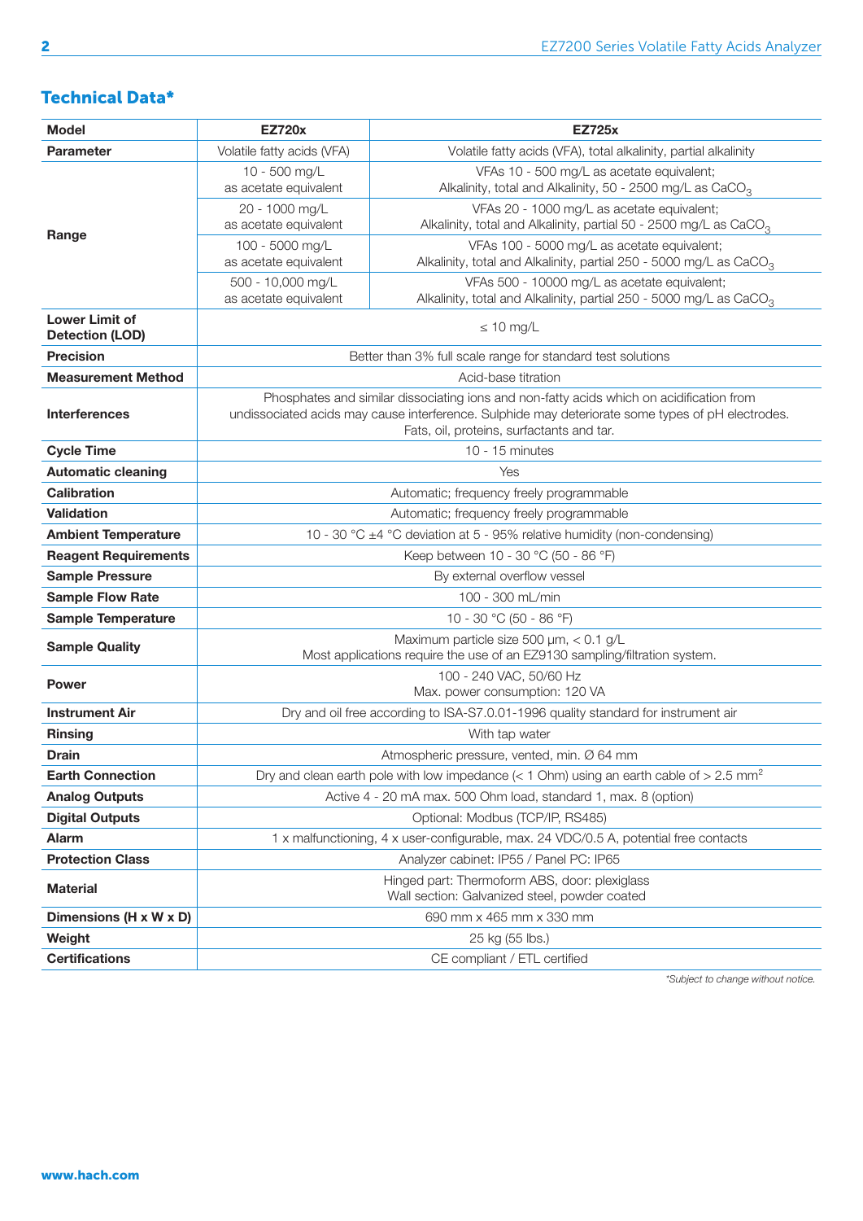## Technical Data*

| Model | EZ720x | EZ725x |
|---|---|---|
| Parameter | Volatile fatty acids (VFA) | Volatile fatty acids (VFA), total alkalinity, partial alkalinity |
| Range | 10 - 500 mg/L as acetate equivalent | VFAs 10 - 500 mg/L as acetate equivalent; Alkalinity, total and Alkalinity, 50 - 2500 mg/L as $CaCO_3$ |
| | 20 - 1000 mg/L as acetate equivalent | VFAs 20 - 1000 mg/L as acetate equivalent; Alkalinity, total and Alkalinity, partial 50 - 2500 mg/L as $CaCO_3$ |
| | 100 - 5000 mg/L as acetate equivalent | VFAs 100 - 5000 mg/L as acetate equivalent; Alkalinity, total and Alkalinity, partial 250 - 5000 mg/L as $CaCO_3$ |
| | 500 - 10,000 mg/L as acetate equivalent | VFAs 500 - 10000 mg/L as acetate equivalent; Alkalinity, total and Alkalinity, partial 250 - 5000 mg/L as $CaCO_3$ |
| Lower Limit of Detection (LOD) | ≤ 10 mg/L | |
| Precision | Better than 3% full scale range for standard test solutions | |
| Measurement Method | Acid-base titration | |
| Interferences | Phosphates and similar dissociating ions and non-fatty acids which on acidification from undissociated acids may cause interference. Sulphide may deteriorate some types of pH electrodes. Fats, oil, proteins, surfactants and tar. | |
| Cycle Time | 10 - 15 minutes | |
| Automatic cleaning | Yes | |
| Calibration | Automatic; frequency freely programmable | |
| Validation | Automatic; frequency freely programmable | |
| Ambient Temperature | 10 - 30 °C ±4 °C deviation at 5 - 95% relative humidity (non-condensing) | |
| Reagent Requirements | Keep between 10 - 30 °C (50 - 86 °F) | |
| Sample Pressure | By external overflow vessel | |
| Sample Flow Rate | 100 - 300 mL/min | |
| Sample Temperature | 10 - 30 °C (50 - 86 °F) | |
| Sample Quality | Maximum particle size 500 µm, < 0.1 g/L<br>Most applications require the use of an EZ9130 sampling/filtration system. | |
| Power | 100 - 240 VAC, 50/60 Hz<br>Max. power consumption: 120 VA | |
| Instrument Air | Dry and oil free according to ISA-S7.0.01-1996 quality standard for instrument air | |
| Rinsing | With tap water | |
| Drain | Atmospheric pressure, vented, min. Ø 64 mm | |
| Earth Connection | Dry and clean earth pole with low impedance (< 1 Ohm) using an earth cable of > 2.5 $mm^2$ | |
| Analog Outputs | Active 4 - 20 mA max. 500 Ohm load, standard 1, max. 8 (option) | |
| Digital Outputs | Optional: Modbus (TCP/IP, RS485) | |
| Alarm | 1 x malfunctioning, 4 x user-configurable, max. 24 VDC/0.5 A, potential free contacts | |
| Protection Class | Analyzer cabinet: IP55 / Panel PC: IP65 | |
| Material | Hinged part: Thermoform ABS, door: plexiglass<br>Wall section: Galvanized steel, powder coated | |
| Dimensions (H x W x D) | 690 mm x 465 mm x 330 mm | |
| Weight | 25 kg (55 lbs.) | |
| Certifications | CE compliant / ETL certified | |

*Subject to change without notice.

www.hach.com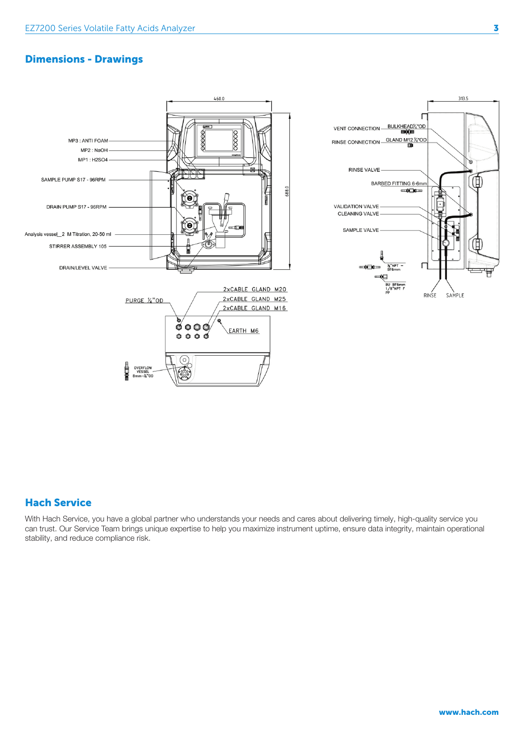## Dimensions - Drawings

460.0

688.0

313.5

MP3 : ANTI FOAM

MP2 : NaOH

MP1 : H2SO4

SAMPLE PUMP S17 - 96RPM

DRAIN PUMP S17 - 96RPM

Analysis vessel_2 M Titration, 20-50 ml

STIRRER ASSEMBLY 105

DRAIN/LEVEL VALVE

VENT CONNECTION

BULKHEAD¼"OD

RINSE CONNECTION

GLAND M12 ¼"OD

RINSE VALVE

BARBED FITTING 6-6mm

VALIDATION VALVE

CLEANING VALVE

SAMPLE VALVE

⅛"NPT - BF6mm

BU BF6mm 1/8"NPT F PP

RINSE

SAMPLE

PURGE ¼"OD

2xCABLE GLAND M20

2xCABLE GLAND M25

2xCABLE GLAND M16

EARTH M6

OVERFLOW VESSEL 8mm-⅜"OD

## Hach Service

With Hach Service, you have a global partner who understands your needs and cares about delivering timely, high-quality service you can trust. Our Service Team brings unique expertise to help you maximize instrument uptime, ensure data integrity, maintain operational stability, and reduce compliance risk.

www.hach.com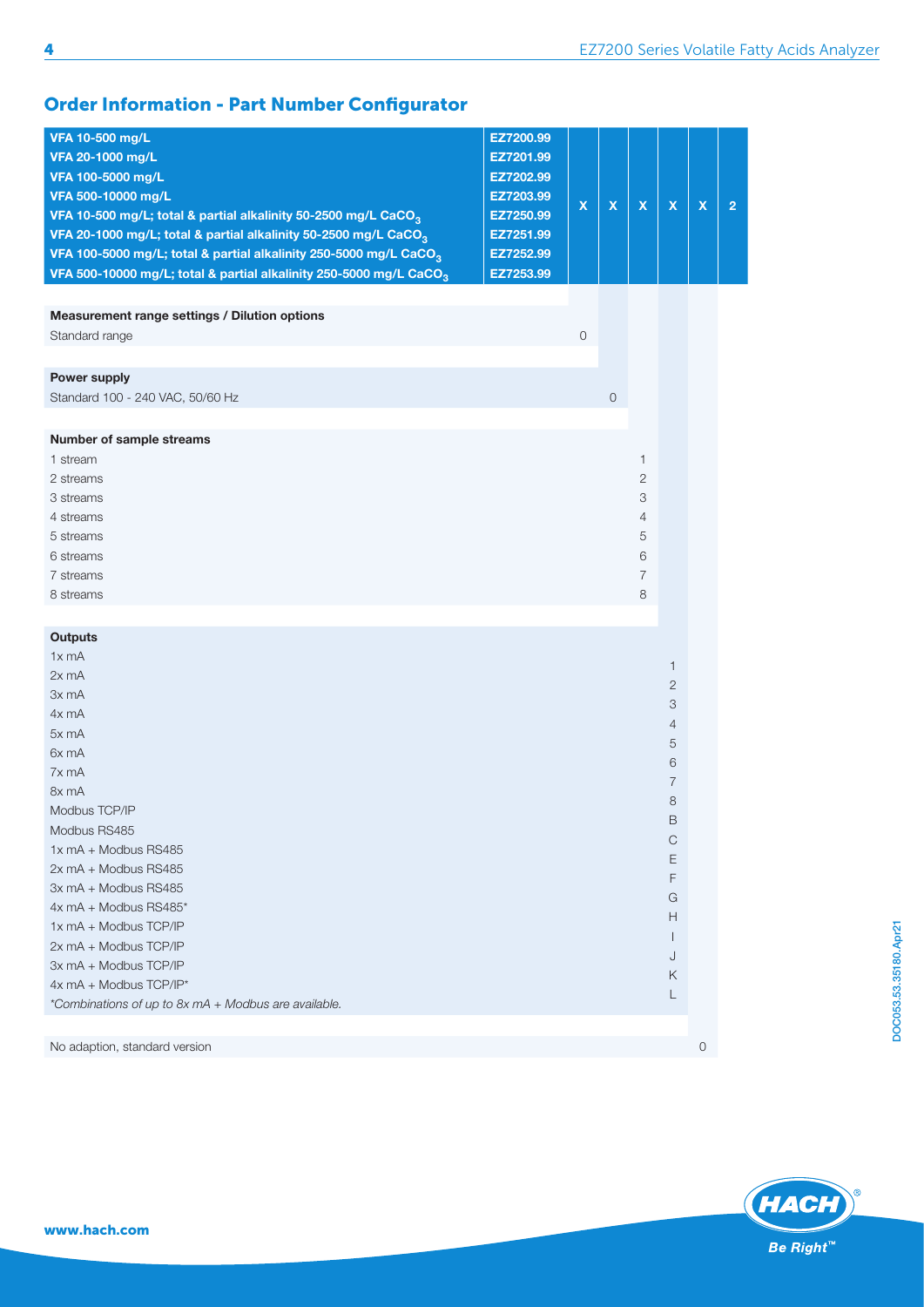## Order Information - Part Number Configurator

| | | | | | | | |
|---|---|---|---|---|---|---|---|
| **VFA 10-500 mg/L**<br>**VFA 20-1000 mg/L**<br>**VFA 100-5000 mg/L**<br>**VFA 500-10000 mg/L**<br>**VFA 10-500 mg/L; total & partial alkalinity 50-2500 mg/L $CaCO_3$**<br>**VFA 20-1000 mg/L; total & partial alkalinity 50-2500 mg/L $CaCO_3$**<br>**VFA 100-5000 mg/L; total & partial alkalinity 250-5000 mg/L $CaCO_3$**<br>**VFA 500-10000 mg/L; total & partial alkalinity 250-5000 mg/L $CaCO_3$** | **EZ7200.99**<br>**EZ7201.99**<br>**EZ7202.99**<br>**EZ7203.99**<br>**EZ7250.99**<br>**EZ7251.99**<br>**EZ7252.99**<br>**EZ7253.99** | **X** | **X** | **X** | **X** | **X** | **2** |
| **Measurement range settings / Dilution options** | | | | | | | |
| Standard range | | 0 | | | | | |
| **Power supply** | | | | | | | |
| Standard 100 - 240 VAC, 50/60 Hz | | | 0 | | | | |
| **Number of sample streams** | | | | | | | |
| 1 stream | | | | 1 | | | |
| 2 streams | | | | 2 | | | |
| 3 streams | | | | 3 | | | |
| 4 streams | | | | 4 | | | |
| 5 streams | | | | 5 | | | |
| 6 streams | | | | 6 | | | |
| 7 streams | | | | 7 | | | |
| 8 streams | | | | 8 | | | |
| **Outputs** | | | | | | | |
| 1x mA | | | | | 1 | | |
| 2x mA | | | | | 2 | | |
| 3x mA | | | | | 3 | | |
| 4x mA | | | | | 4 | | |
| 5x mA | | | | | 5 | | |
| 6x mA | | | | | 6 | | |
| 7x mA | | | | | 7 | | |
| 8x mA | | | | | 8 | | |
| Modbus TCP/IP | | | | | B | | |
| Modbus RS485 | | | | | C | | |
| 1x mA + Modbus RS485 | | | | | E | | |
| 2x mA + Modbus RS485 | | | | | F | | |
| 3x mA + Modbus RS485 | | | | | G | | |
| 4x mA + Modbus RS485* | | | | | H | | |
| 1x mA + Modbus TCP/IP | | | | | I | | |
| 2x mA + Modbus TCP/IP | | | | | J | | |
| 3x mA + Modbus TCP/IP | | | | | K | | |
| 4x mA + Modbus TCP/IP* | | | | | L | | |
| *\*Combinations of up to 8x mA + Modbus are available.* | | | | | | | |
| No adaption, standard version | | | | | | 0 | |

DOC053.53.35180.Apr21